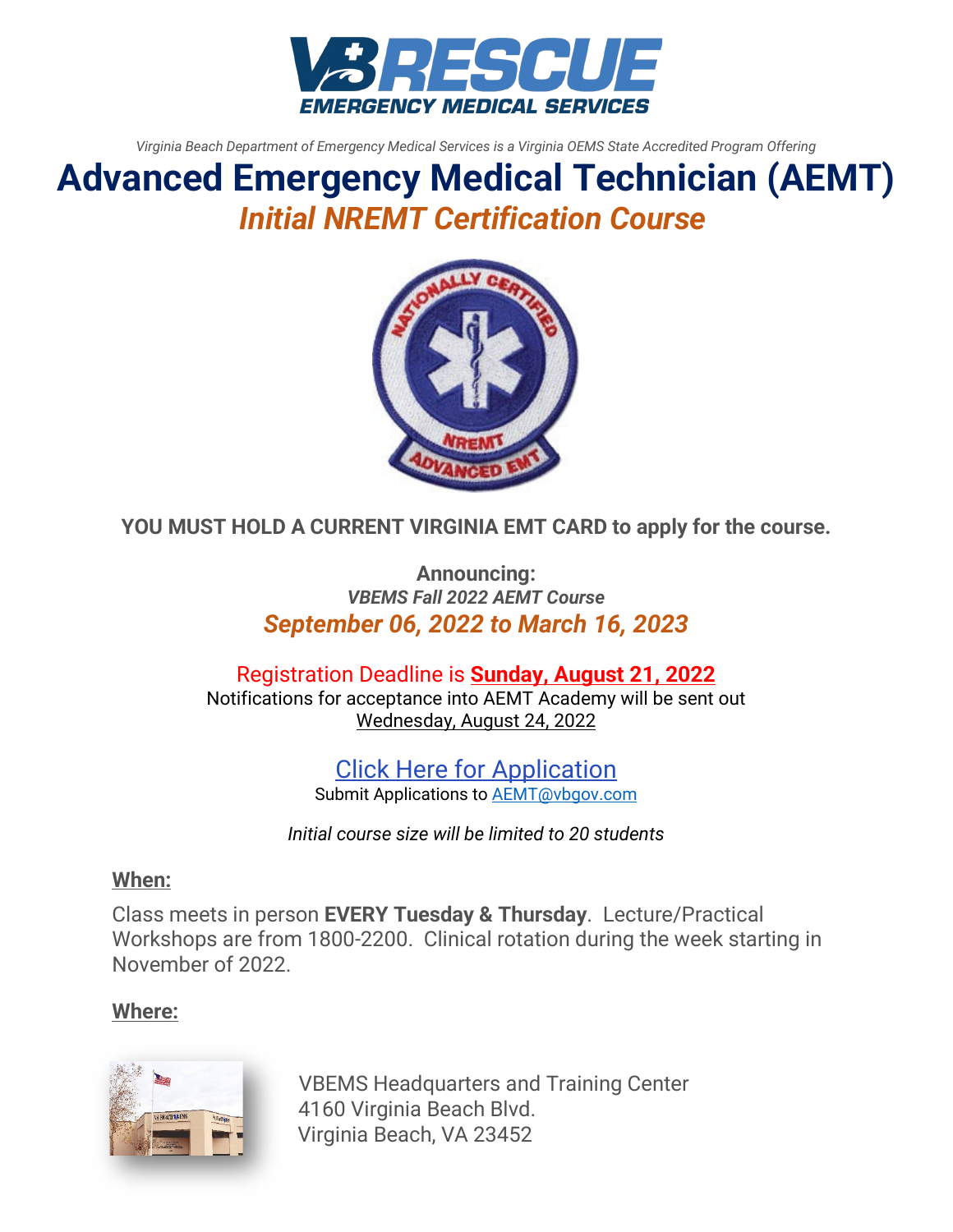*Virginia Beach Department of Emergency Medical Services is a Virginia OEMS State Accredited Program Offering*

# Advanced Emergency Medical Technician (AEMT)

## *Initial NREMT Certification Course*

**YOU MUST HOLD A CURRENT VIRGINIA EMT CARD to apply for the course.**

**Announcing:**

***VBEMS Fall 2022 AEMT Course***

***September 06, 2022 to March 16, 2023***

Registration Deadline is **Sunday, August 21, 2022**

Notifications for acceptance into AEMT Academy will be sent out Wednesday, August 24, 2022

Click Here for Application

Submit Applications to AEMT@vbgov.com

*Initial course size will be limited to 20 students*

**When:**

Class meets in person **EVERY Tuesday & Thursday**. Lecture/Practical Workshops are from 1800-2200. Clinical rotation during the week starting in November of 2022.

**Where:**

VBEMS Headquarters and Training Center
4160 Virginia Beach Blvd.
Virginia Beach, VA 23452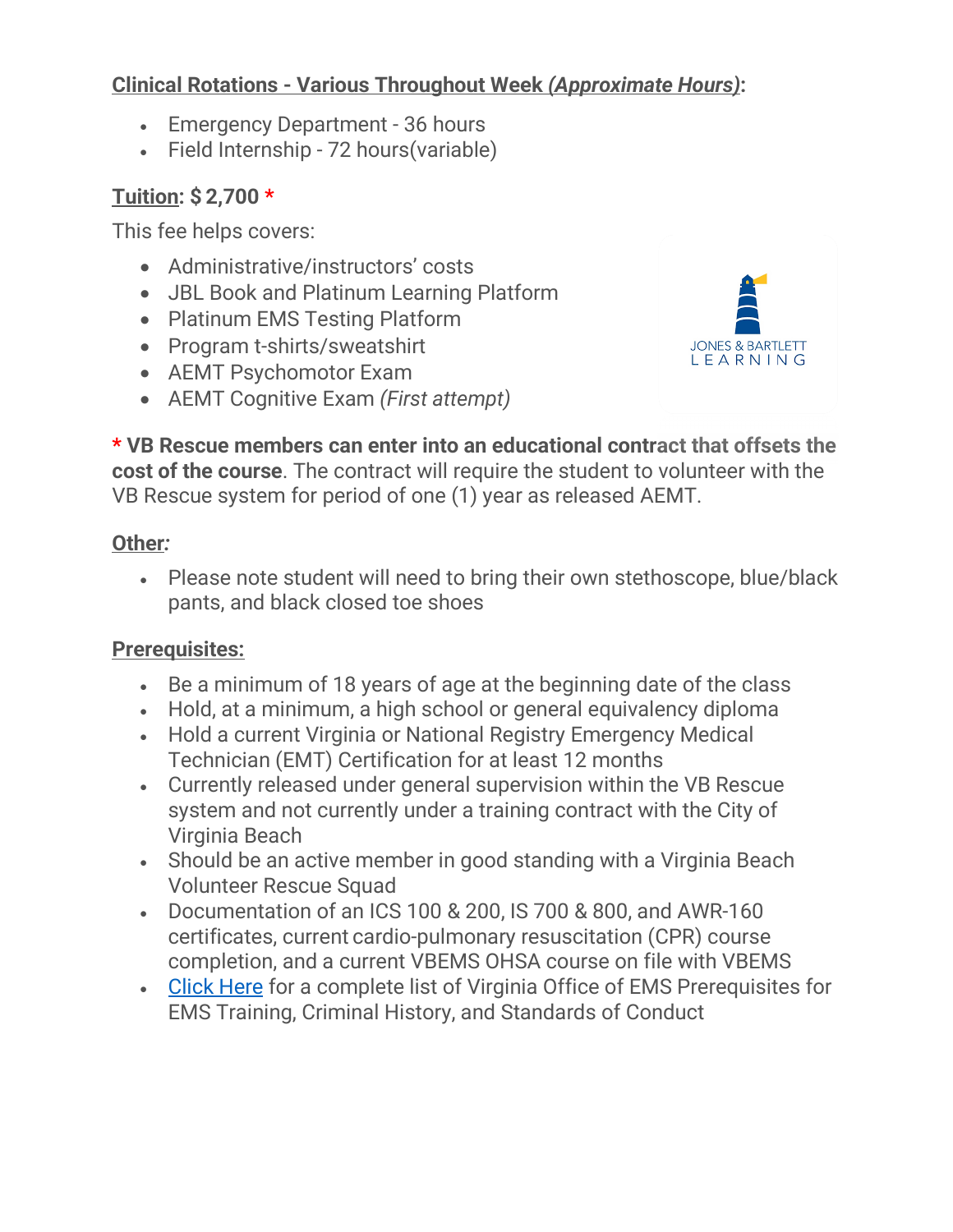**<u>Clinical Rotations - Various Throughout Week *(Approximate Hours)*</u>:**

- Emergency Department - 36 hours
- Field Internship - 72 hours(variable)

**<u>Tuition</u>: $ 2,700 ***

This fee helps covers:

- Administrative/instructors' costs
- JBL Book and Platinum Learning Platform
- Platinum EMS Testing Platform
- Program t-shirts/sweatshirt
- AEMT Psychomotor Exam
- AEMT Cognitive Exam *(First attempt)*

*** VB Rescue members can enter into an educational contract that offsets the cost of the course**. The contract will require the student to volunteer with the VB Rescue system for period of one (1) year as released AEMT.

**<u>Other</u>*:***

- Please note student will need to bring their own stethoscope, blue/black pants, and black closed toe shoes

**<u>Prerequisites:</u>**

- Be a minimum of 18 years of age at the beginning date of the class
- Hold, at a minimum, a high school or general equivalency diploma
- Hold a current Virginia or National Registry Emergency Medical Technician (EMT) Certification for at least 12 months
- Currently released under general supervision within the VB Rescue system and not currently under a training contract with the City of Virginia Beach
- Should be an active member in good standing with a Virginia Beach Volunteer Rescue Squad
- Documentation of an ICS 100 & 200, IS 700 & 800, and AWR-160 certificates, current cardio-pulmonary resuscitation (CPR) course completion, and a current VBEMS OHSA course on file with VBEMS
- Click Here for a complete list of Virginia Office of EMS Prerequisites for EMS Training, Criminal History, and Standards of Conduct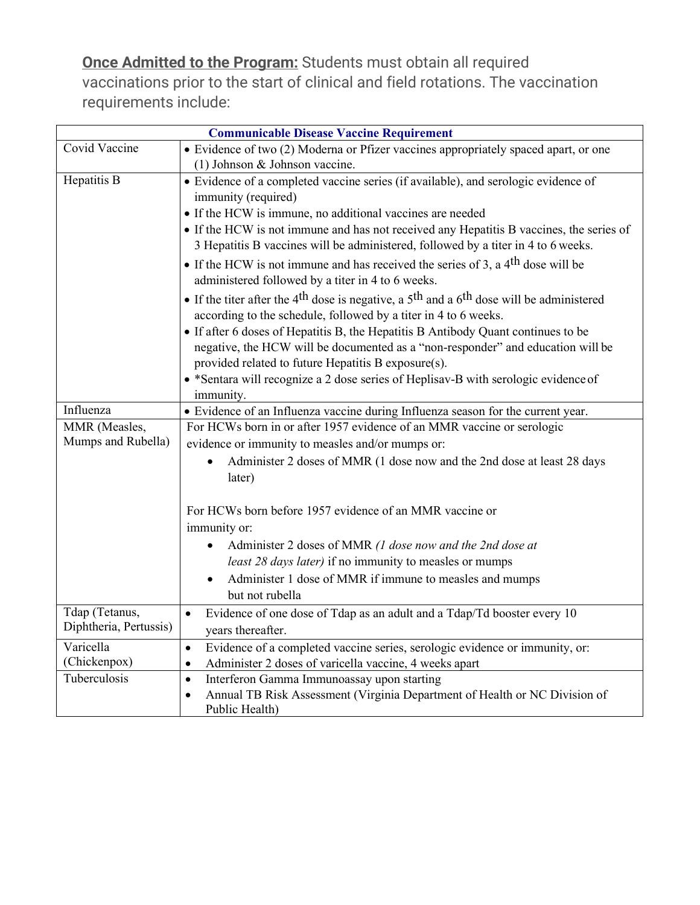**Once Admitted to the Program:** Students must obtain all required vaccinations prior to the start of clinical and field rotations. The vaccination requirements include:

| Communicable Disease Vaccine Requirement | |
|---|---|
| Covid Vaccine | • Evidence of two (2) Moderna or Pfizer vaccines appropriately spaced apart, or one (1) Johnson & Johnson vaccine. |
| Hepatitis B | • Evidence of a completed vaccine series (if available), and serologic evidence of immunity (required)<br>• If the HCW is immune, no additional vaccines are needed<br>• If the HCW is not immune and has not received any Hepatitis B vaccines, the series of 3 Hepatitis B vaccines will be administered, followed by a titer in 4 to 6 weeks.<br>• If the HCW is not immune and has received the series of 3, a 4th dose will be administered followed by a titer in 4 to 6 weeks.<br>• If the titer after the 4th dose is negative, a 5th and a 6th dose will be administered according to the schedule, followed by a titer in 4 to 6 weeks.<br>• If after 6 doses of Hepatitis B, the Hepatitis B Antibody Quant continues to be negative, the HCW will be documented as a "non-responder" and education will be provided related to future Hepatitis B exposure(s).<br>• *Sentara will recognize a 2 dose series of Heplisav-B with serologic evidence of immunity. |
| Influenza | • Evidence of an Influenza vaccine during Influenza season for the current year. |
| MMR (Measles, Mumps and Rubella) | For HCWs born in or after 1957 evidence of an MMR vaccine or serologic evidence or immunity to measles and/or mumps or:<br>• Administer 2 doses of MMR (1 dose now and the 2nd dose at least 28 days later)<br><br>For HCWs born before 1957 evidence of an MMR vaccine or immunity or:<br>• Administer 2 doses of MMR *(1 dose now and the 2nd dose at least 28 days later)* if no immunity to measles or mumps<br>• Administer 1 dose of MMR if immune to measles and mumps but not rubella |
| Tdap (Tetanus, Diphtheria, Pertussis) | • Evidence of one dose of Tdap as an adult and a Tdap/Td booster every 10 years thereafter. |
| Varicella (Chickenpox) | • Evidence of a completed vaccine series, serologic evidence or immunity, or:<br>• Administer 2 doses of varicella vaccine, 4 weeks apart |
| Tuberculosis | • Interferon Gamma Immunoassay upon starting<br>• Annual TB Risk Assessment (Virginia Department of Health or NC Division of Public Health) |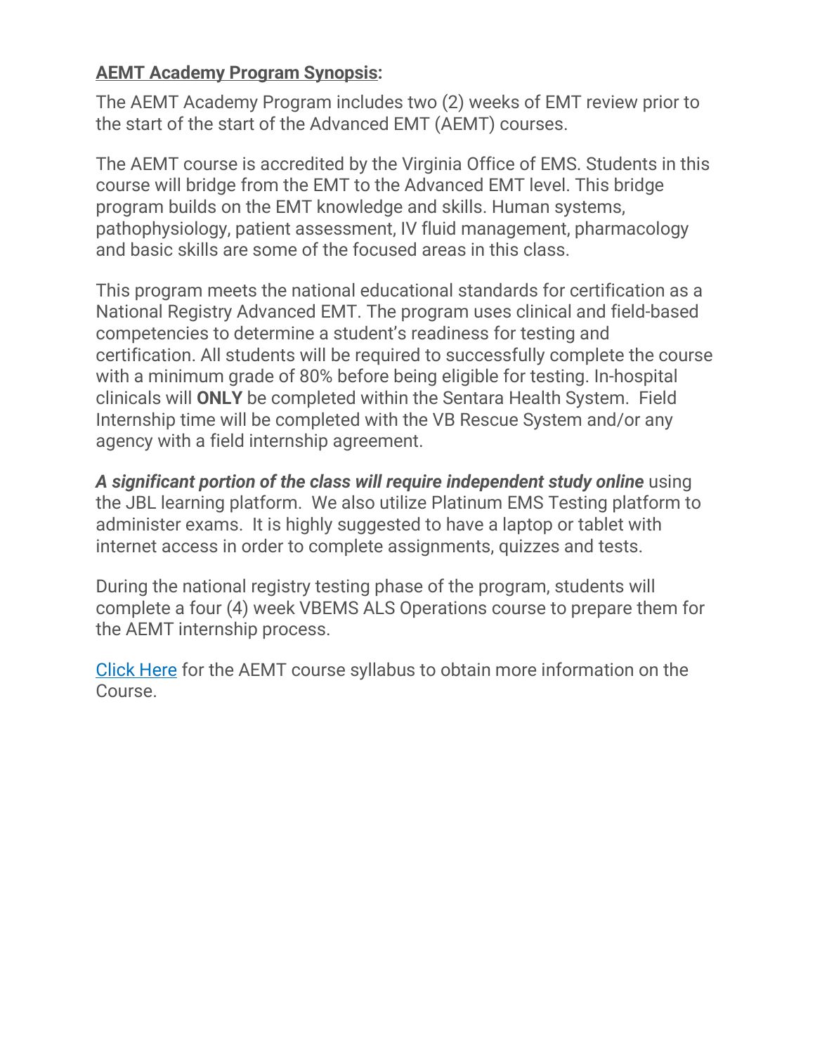**AEMT Academy Program Synopsis:**

The AEMT Academy Program includes two (2) weeks of EMT review prior to the start of the start of the Advanced EMT (AEMT) courses.

The AEMT course is accredited by the Virginia Office of EMS. Students in this course will bridge from the EMT to the Advanced EMT level. This bridge program builds on the EMT knowledge and skills. Human systems, pathophysiology, patient assessment, IV fluid management, pharmacology and basic skills are some of the focused areas in this class.

This program meets the national educational standards for certification as a National Registry Advanced EMT. The program uses clinical and field-based competencies to determine a student's readiness for testing and certification. All students will be required to successfully complete the course with a minimum grade of 80% before being eligible for testing. In-hospital clinicals will **ONLY** be completed within the Sentara Health System. Field Internship time will be completed with the VB Rescue System and/or any agency with a field internship agreement.

***A significant portion of the class will require independent study online*** using the JBL learning platform. We also utilize Platinum EMS Testing platform to administer exams. It is highly suggested to have a laptop or tablet with internet access in order to complete assignments, quizzes and tests.

During the national registry testing phase of the program, students will complete a four (4) week VBEMS ALS Operations course to prepare them for the AEMT internship process.

Click Here for the AEMT course syllabus to obtain more information on the Course.